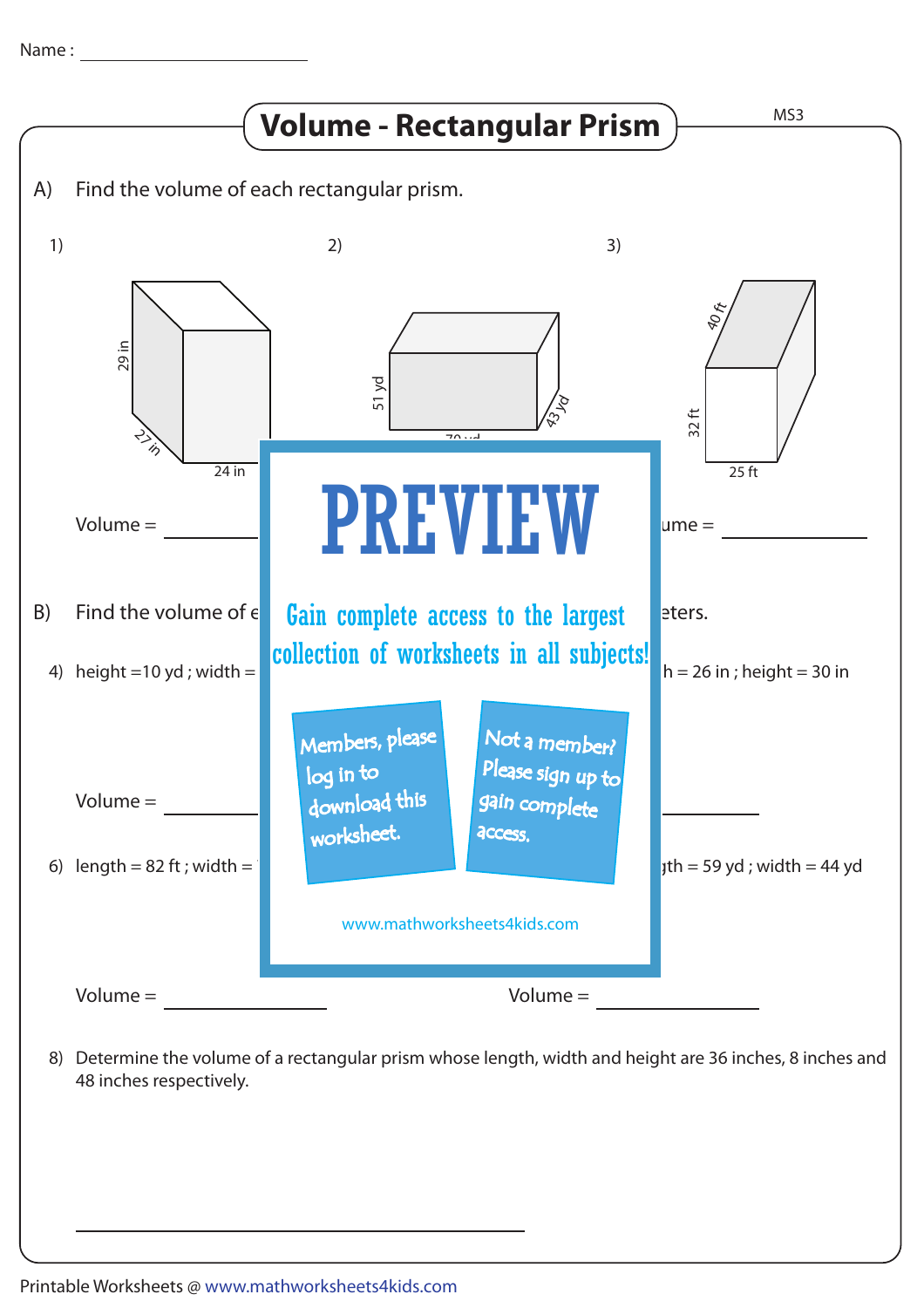Name : ____________________

# Volume - Rectangular Prism

MS3

A) Find the volume of each rectangular prism.

1) 29 in, 27 in, 24 in

2) 51 yd, 43 yd, 70 yd

3) 40 ft, 32 ft, 25 ft

Volume = ____________ ume = ____________

B) Find the volume of e eters.

4) height =10 yd ; width = h = 26 in ; height = 30 in

Volume = ____________

6) length = 82 ft ; width = gth = 59 yd ; width = 44 yd

Volume = ____________ Volume = ____________

PREVIEW

Gain complete access to the largest collection of worksheets in all subjects!

Members, please log in to download this worksheet.

Not a member? Please sign up to gain complete access.

www.mathworksheets4kids.com

8) Determine the volume of a rectangular prism whose length, width and height are 36 inches, 8 inches and 48 inches respectively.

______________________________

Printable Worksheets @ www.mathworksheets4kids.com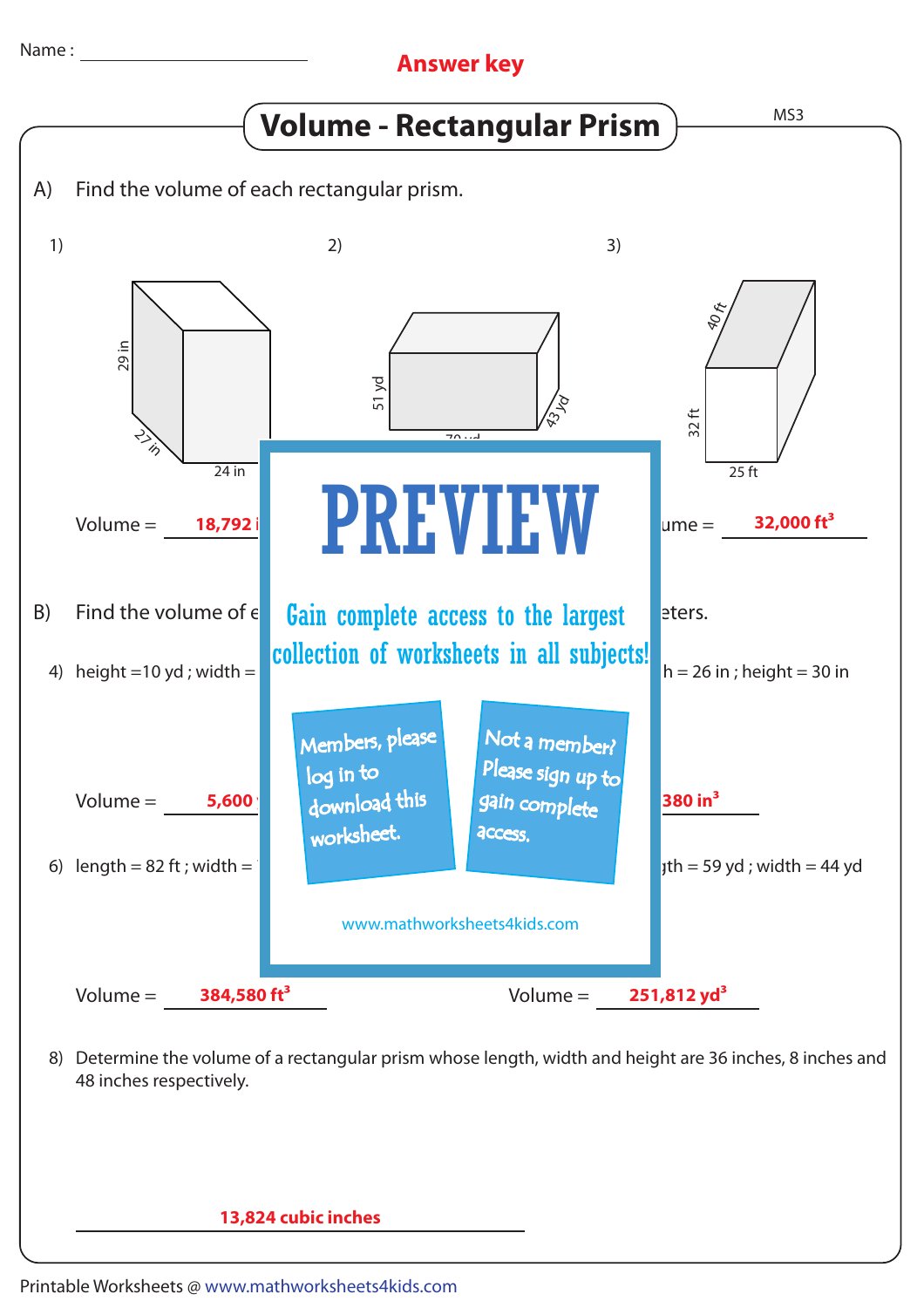Name : ____________________

**Answer key**

# Volume - Rectangular Prism

MS3

A) Find the volume of each rectangular prism.

1)

29 in

27 in

24 in

2)

51 yd

43 yd

70 yd

3)

40 ft

32 ft

25 ft

Volume = **18,792 i**

ume = **32,000 ft$^3$**

# PREVIEW

Gain complete access to the largest collection of worksheets in all subjects!

Members, please log in to download this worksheet.

Not a member? Please sign up to gain complete access.

www.mathworksheets4kids.com

B) Find the volume of e

eters.

4) height =10 yd ; width =

h = 26 in ; height = 30 in

Volume = **5,600**

**380 in$^3$**

6) length = 82 ft ; width =

gth = 59 yd ; width = 44 yd

Volume = **384,580 ft$^3$**

Volume = **251,812 yd$^3$**

8) Determine the volume of a rectangular prism whose length, width and height are 36 inches, 8 inches and 48 inches respectively.

**13,824 cubic inches**

Printable Worksheets @ www.mathworksheets4kids.com